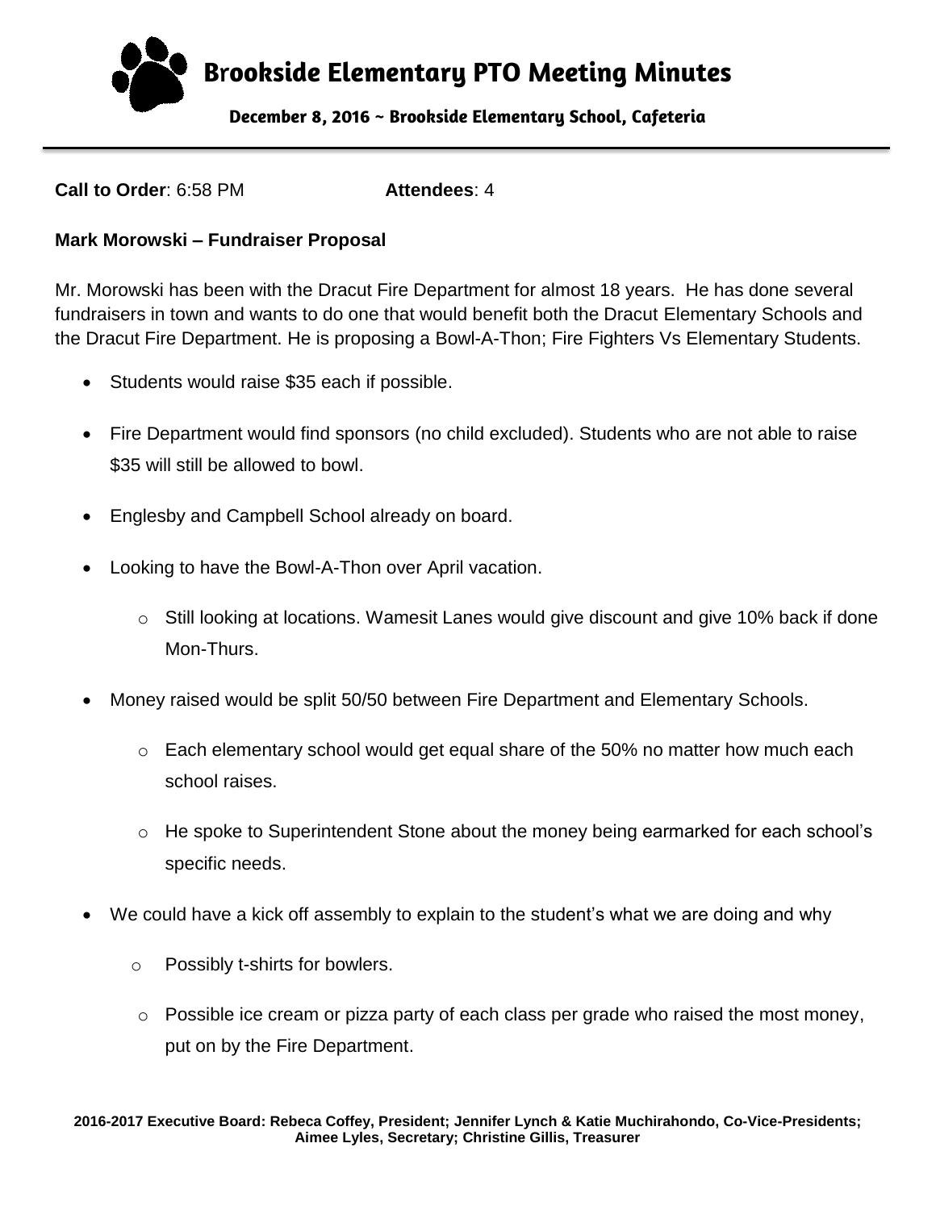# Brookside Elementary PTO Meeting Minutes

**December 8, 2016 ~ Brookside Elementary School, Cafeteria**

---

**Call to Order**: 6:58 PM **Attendees**: 4

**Mark Morowski – Fundraiser Proposal**

Mr. Morowski has been with the Dracut Fire Department for almost 18 years. He has done several fundraisers in town and wants to do one that would benefit both the Dracut Elementary Schools and the Dracut Fire Department. He is proposing a Bowl-A-Thon; Fire Fighters Vs Elementary Students.

- Students would raise $35 each if possible.
- Fire Department would find sponsors (no child excluded). Students who are not able to raise $35 will still be allowed to bowl.
- Englesby and Campbell School already on board.
- Looking to have the Bowl-A-Thon over April vacation.
  - Still looking at locations. Wamesit Lanes would give discount and give 10% back if done Mon-Thurs.
- Money raised would be split 50/50 between Fire Department and Elementary Schools.
  - Each elementary school would get equal share of the 50% no matter how much each school raises.
  - He spoke to Superintendent Stone about the money being earmarked for each school's specific needs.
- We could have a kick off assembly to explain to the student's what we are doing and why
  - Possibly t-shirts for bowlers.
  - Possible ice cream or pizza party of each class per grade who raised the most money, put on by the Fire Department.

**2016-2017 Executive Board: Rebeca Coffey, President; Jennifer Lynch & Katie Muchirahondo, Co-Vice-Presidents; Aimee Lyles, Secretary; Christine Gillis, Treasurer**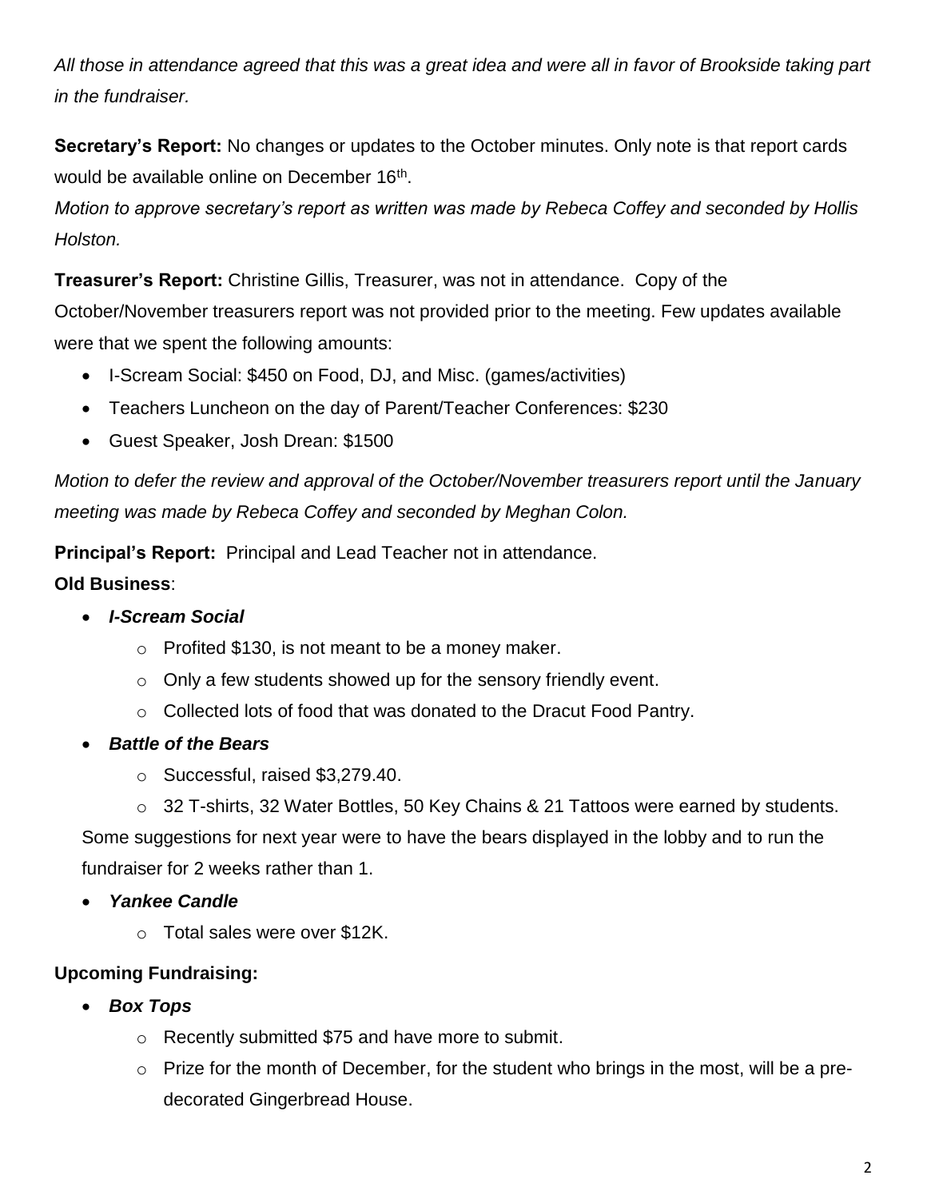*All those in attendance agreed that this was a great idea and were all in favor of Brookside taking part in the fundraiser.*

**Secretary's Report:** No changes or updates to the October minutes. Only note is that report cards would be available online on December 16th.

*Motion to approve secretary's report as written was made by Rebeca Coffey and seconded by Hollis Holston.*

**Treasurer's Report:** Christine Gillis, Treasurer, was not in attendance. Copy of the October/November treasurers report was not provided prior to the meeting. Few updates available were that we spent the following amounts:

- I-Scream Social: $450 on Food, DJ, and Misc. (games/activities)
- Teachers Luncheon on the day of Parent/Teacher Conferences: $230
- Guest Speaker, Josh Drean: $1500

*Motion to defer the review and approval of the October/November treasurers report until the January meeting was made by Rebeca Coffey and seconded by Meghan Colon.*

**Principal's Report:** Principal and Lead Teacher not in attendance.

**Old Business**:

- ***I-Scream Social***
  - Profited $130, is not meant to be a money maker.
  - Only a few students showed up for the sensory friendly event.
  - Collected lots of food that was donated to the Dracut Food Pantry.
- ***Battle of the Bears***
  - Successful, raised $3,279.40.
  - 32 T-shirts, 32 Water Bottles, 50 Key Chains & 21 Tattoos were earned by students.

  Some suggestions for next year were to have the bears displayed in the lobby and to run the fundraiser for 2 weeks rather than 1.
- ***Yankee Candle***
  - Total sales were over $12K.

**Upcoming Fundraising:**

- ***Box Tops***
  - Recently submitted $75 and have more to submit.
  - Prize for the month of December, for the student who brings in the most, will be a pre-decorated Gingerbread House.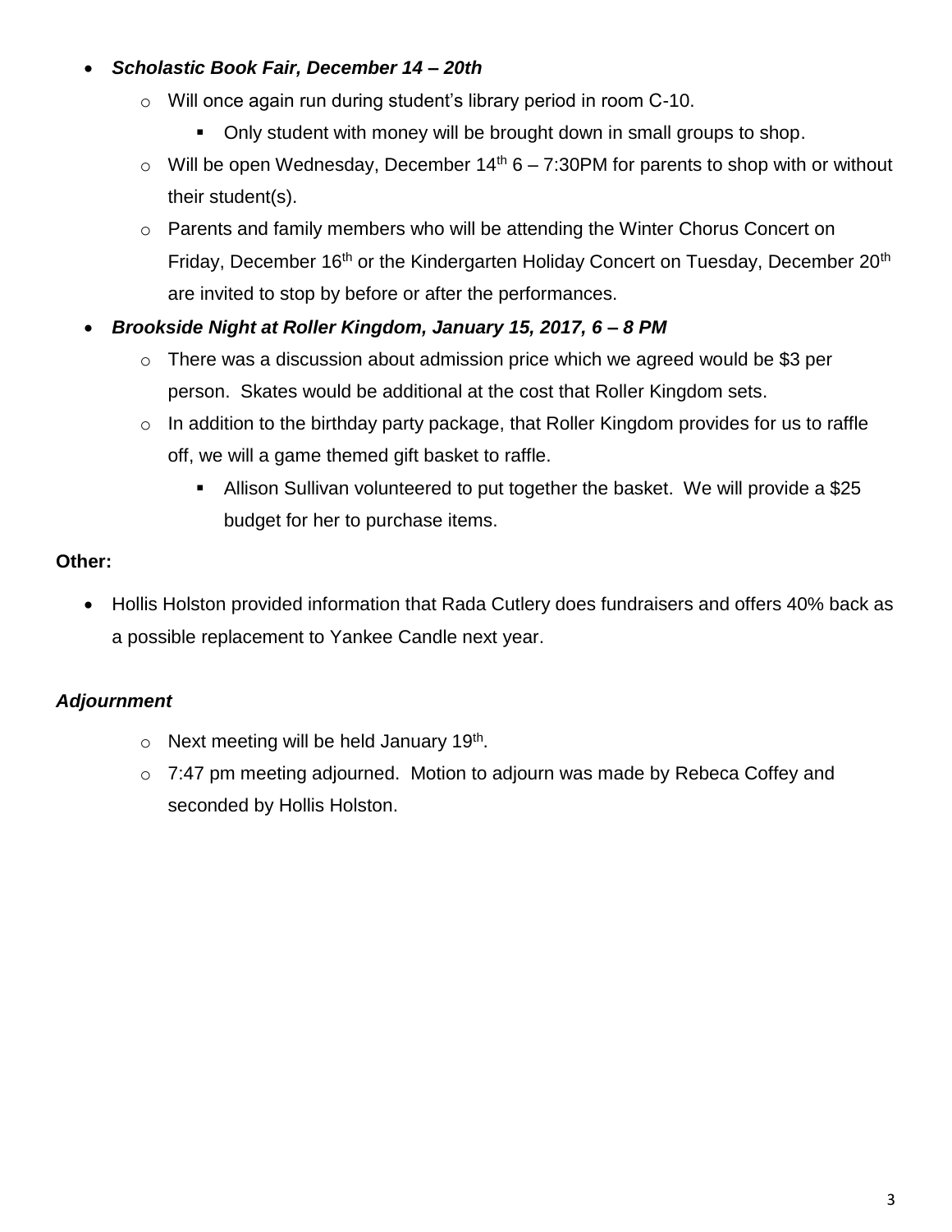- ***Scholastic Book Fair, December 14 – 20th***
  - Will once again run during student's library period in room C-10.
    - Only student with money will be brought down in small groups to shop.
  - Will be open Wednesday, December 14th 6 – 7:30PM for parents to shop with or without their student(s).
  - Parents and family members who will be attending the Winter Chorus Concert on Friday, December 16th or the Kindergarten Holiday Concert on Tuesday, December 20th are invited to stop by before or after the performances.
- ***Brookside Night at Roller Kingdom, January 15, 2017, 6 – 8 PM***
  - There was a discussion about admission price which we agreed would be $3 per person. Skates would be additional at the cost that Roller Kingdom sets.
  - In addition to the birthday party package, that Roller Kingdom provides for us to raffle off, we will a game themed gift basket to raffle.
    - Allison Sullivan volunteered to put together the basket. We will provide a $25 budget for her to purchase items.

**Other:**

- Hollis Holston provided information that Rada Cutlery does fundraisers and offers 40% back as a possible replacement to Yankee Candle next year.

***Adjournment***

- Next meeting will be held January 19th.
- 7:47 pm meeting adjourned. Motion to adjourn was made by Rebeca Coffey and seconded by Hollis Holston.